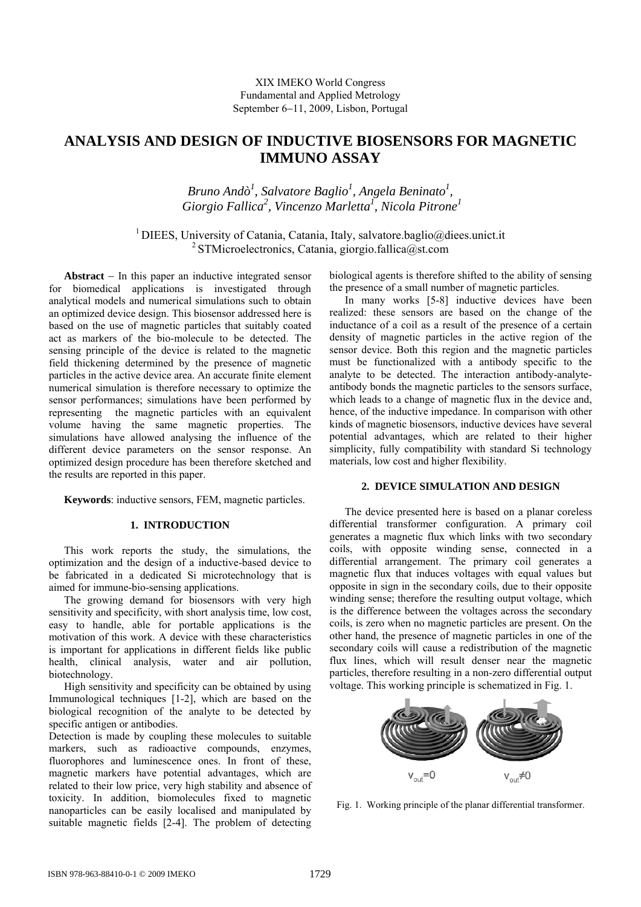XIX IMEKO World Congress
Fundamental and Applied Metrology
September 6−11, 2009, Lisbon, Portugal

# ANALYSIS AND DESIGN OF INDUCTIVE BIOSENSORS FOR MAGNETIC IMMUNO ASSAY

*Bruno Andò[1], Salvatore Baglio[1], Angela Beninato[1], Giorgio Fallica[2], Vincenzo Marletta[1], Nicola Pitrone[1]*

[1] DIEES, University of Catania, Catania, Italy, salvatore.baglio@diees.unict.it
[2] STMicroelectronics, Catania, giorgio.fallica@st.com

**Abstract** − In this paper an inductive integrated sensor for biomedical applications is investigated through analytical models and numerical simulations such to obtain an optimized device design. This biosensor addressed here is based on the use of magnetic particles that suitably coated act as markers of the bio-molecule to be detected. The sensing principle of the device is related to the magnetic field thickening determined by the presence of magnetic particles in the active device area. An accurate finite element numerical simulation is therefore necessary to optimize the sensor performances; simulations have been performed by representing the magnetic particles with an equivalent volume having the same magnetic properties. The simulations have allowed analysing the influence of the different device parameters on the sensor response. An optimized design procedure has been therefore sketched and the results are reported in this paper.

**Keywords**: inductive sensors, FEM, magnetic particles.

## 1. INTRODUCTION

This work reports the study, the simulations, the optimization and the design of a inductive-based device to be fabricated in a dedicated Si microtechnology that is aimed for immune-bio-sensing applications.

The growing demand for biosensors with very high sensitivity and specificity, with short analysis time, low cost, easy to handle, able for portable applications is the motivation of this work. A device with these characteristics is important for applications in different fields like public health, clinical analysis, water and air pollution, biotechnology.

High sensitivity and specificity can be obtained by using Immunological techniques [1-2], which are based on the biological recognition of the analyte to be detected by specific antigen or antibodies.
Detection is made by coupling these molecules to suitable markers, such as radioactive compounds, enzymes, fluorophores and luminescence ones. In front of these, magnetic markers have potential advantages, which are related to their low price, very high stability and absence of toxicity. In addition, biomolecules fixed to magnetic nanoparticles can be easily localised and manipulated by suitable magnetic fields [2-4]. The problem of detecting biological agents is therefore shifted to the ability of sensing the presence of a small number of magnetic particles.

In many works [5-8] inductive devices have been realized: these sensors are based on the change of the inductance of a coil as a result of the presence of a certain density of magnetic particles in the active region of the sensor device. Both this region and the magnetic particles must be functionalized with a antibody specific to the analyte to be detected. The interaction antibody-analyte-antibody bonds the magnetic particles to the sensors surface, which leads to a change of magnetic flux in the device and, hence, of the inductive impedance. In comparison with other kinds of magnetic biosensors, inductive devices have several potential advantages, which are related to their higher simplicity, fully compatibility with standard Si technology materials, low cost and higher flexibility.

## 2. DEVICE SIMULATION AND DESIGN

The device presented here is based on a planar coreless differential transformer configuration. A primary coil generates a magnetic flux which links with two secondary coils, with opposite winding sense, connected in a differential arrangement. The primary coil generates a magnetic flux that induces voltages with equal values but opposite in sign in the secondary coils, due to their opposite winding sense; therefore the resulting output voltage, which is the difference between the voltages across the secondary coils, is zero when no magnetic particles are present. On the other hand, the presence of magnetic particles in one of the secondary coils will cause a redistribution of the magnetic flux lines, which will result denser near the magnetic particles, therefore resulting in a non-zero differential output voltage. This working principle is schematized in Fig. 1.

$v_{out}=0$

$v_{out}\neq 0$

Fig. 1. Working principle of the planar differential transformer.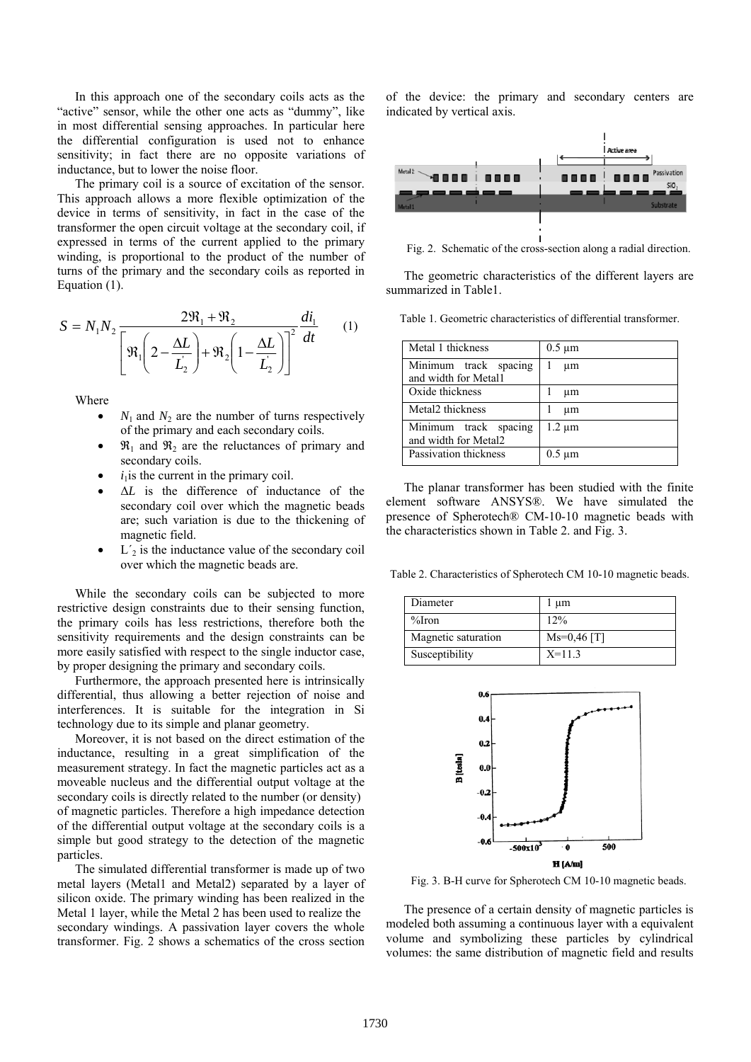In this approach one of the secondary coils acts as the "active" sensor, while the other one acts as "dummy", like in most differential sensing approaches. In particular here the differential configuration is used not to enhance sensitivity; in fact there are no opposite variations of inductance, but to lower the noise floor.

The primary coil is a source of excitation of the sensor. This approach allows a more flexible optimization of the device in terms of sensitivity, in fact in the case of the transformer the open circuit voltage at the secondary coil, if expressed in terms of the current applied to the primary winding, is proportional to the product of the number of turns of the primary and the secondary coils as reported in Equation (1).

$$S = N_1 N_2 \frac{2\Re_1 + \Re_2}{\left[\Re_1\left(2 - \frac{\Delta L}{L_2^{'}}\right) + \Re_2\left(1 - \frac{\Delta L}{L_2^{'}}\right)\right]^2} \frac{di_1}{dt} \quad (1)$$

Where

- $N_1$ and $N_2$ are the number of turns respectively of the primary and each secondary coils.
- $\Re_1$ and $\Re_2$ are the reluctances of primary and secondary coils.
- $i_1$ is the current in the primary coil.
- $\Delta L$ is the difference of inductance of the secondary coil over which the magnetic beads are; such variation is due to the thickening of magnetic field.
- $L'_2$ is the inductance value of the secondary coil over which the magnetic beads are.

While the secondary coils can be subjected to more restrictive design constraints due to their sensing function, the primary coils has less restrictions, therefore both the sensitivity requirements and the design constraints can be more easily satisfied with respect to the single inductor case, by proper designing the primary and secondary coils.

Furthermore, the approach presented here is intrinsically differential, thus allowing a better rejection of noise and interferences. It is suitable for the integration in Si technology due to its simple and planar geometry.

Moreover, it is not based on the direct estimation of the inductance, resulting in a great simplification of the measurement strategy. In fact the magnetic particles act as a moveable nucleus and the differential output voltage at the secondary coils is directly related to the number (or density) of magnetic particles. Therefore a high impedance detection of the differential output voltage at the secondary coils is a simple but good strategy to the detection of the magnetic particles.

The simulated differential transformer is made up of two metal layers (Metal1 and Metal2) separated by a layer of silicon oxide. The primary winding has been realized in the Metal 1 layer, while the Metal 2 has been used to realize the secondary windings. A passivation layer covers the whole transformer. Fig. 2 shows a schematics of the cross section of the device: the primary and secondary centers are indicated by vertical axis.

Active area
Metal 2
Passivation
SiO2
Metal 1
Substrate

Fig. 2. Schematic of the cross-section along a radial direction.

The geometric characteristics of the different layers are summarized in Table1.

Table 1. Geometric characteristics of differential transformer.

| | |
|---|---|
| Metal 1 thickness | 0.5 µm |
| Minimum track spacing and width for Metal1 | 1 µm |
| Oxide thickness | 1 µm |
| Metal2 thickness | 1 µm |
| Minimum track spacing and width for Metal2 | 1.2 µm |
| Passivation thickness | 0.5 µm |

The planar transformer has been studied with the finite element software ANSYS®. We have simulated the presence of Spherotech® CM-10-10 magnetic beads with the characteristics shown in Table 2. and Fig. 3.

Table 2. Characteristics of Spherotech CM 10-10 magnetic beads.

| | |
|---|---|
| Diameter | 1 µm |
| %Iron | 12% |
| Magnetic saturation | Ms=0,46 [T] |
| Susceptibility | X=11.3 |

0.6
0.4
0.2
0.0
-0.2
-0.4
-0.6
B [tesla]
-500x10^3
0
500
H [A/m]

Fig. 3. B-H curve for Spherotech CM 10-10 magnetic beads.

The presence of a certain density of magnetic particles is modeled both assuming a continuous layer with a equivalent volume and symbolizing these particles by cylindrical volumes: the same distribution of magnetic field and results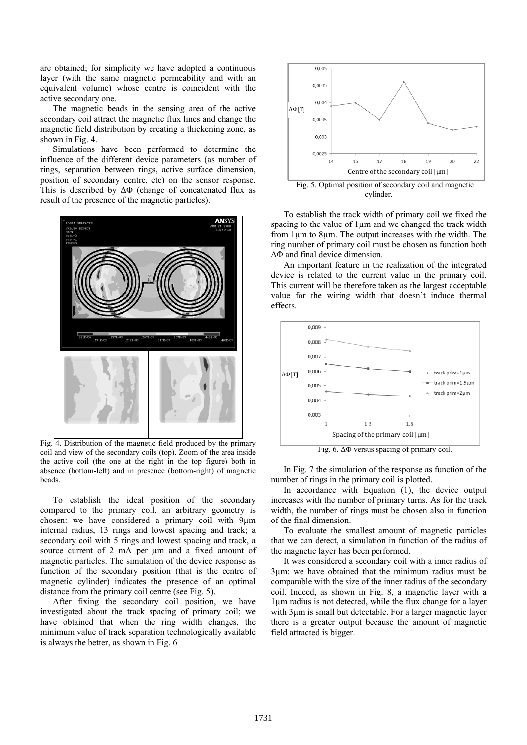are obtained; for simplicity we have adopted a continuous layer (with the same magnetic permeability and with an equivalent volume) whose centre is coincident with the active secondary one.

The magnetic beads in the sensing area of the active secondary coil attract the magnetic flux lines and change the magnetic field distribution by creating a thickening zone, as shown in Fig. 4.

Simulations have been performed to determine the influence of the different device parameters (as number of rings, separation between rings, active surface dimension, position of secondary centre, etc) on the sensor response. This is described by $\Delta\Phi$ (change of concatenated flux as result of the presence of the magnetic particles).

Fig. 4. Distribution of the magnetic field produced by the primary coil and view of the secondary coils (top). Zoom of the area inside the active coil (the one at the right in the top figure) both in absence (bottom-left) and in presence (bottom-right) of magnetic beads.

To establish the ideal position of the secondary compared to the primary coil, an arbitrary geometry is chosen: we have considered a primary coil with 9μm internal radius, 13 rings and lowest spacing and track; a secondary coil with 5 rings and lowest spacing and track, a source current of 2 mA per μm and a fixed amount of magnetic particles. The simulation of the device response as function of the secondary position (that is the centre of magnetic cylinder) indicates the presence of an optimal distance from the primary coil centre (see Fig. 5).

After fixing the secondary coil position, we have investigated about the track spacing of primary coil; we have obtained that when the ring width changes, the minimum value of track separation technologically available is always the better, as shown in Fig. 6

ΔΦ[T]
0,005
0,0045
0,004
0,0035
0,003
0,0025
14 16 17 18 19 20 22
Centre of the secondary coil [μm]

Fig. 5. Optimal position of secondary coil and magnetic cylinder.

To establish the track width of primary coil we fixed the spacing to the value of 1μm and we changed the track width from 1μm to 8μm. The output increases with the width. The ring number of primary coil must be chosen as function both $\Delta\Phi$ and final device dimension.

An important feature in the realization of the integrated device is related to the current value in the primary coil. This current will be therefore taken as the largest acceptable value for the wiring width that doesn't induce thermal effects.

ΔΦ[T]
0,009
0,008
0,007
0,006
0,005
0,004
0,003
1 1,3 1,6
Spacing of the primary coil [μm]
track prim=1μm
track prim=1.5μm
track prim=2μm

Fig. 6. $\Delta\Phi$ versus spacing of primary coil.

In Fig. 7 the simulation of the response as function of the number of rings in the primary coil is plotted.

In accordance with Equation (1), the device output increases with the number of primary turns. As for the track width, the number of rings must be chosen also in function of the final dimension.

To evaluate the smallest amount of magnetic particles that we can detect, a simulation in function of the radius of the magnetic layer has been performed.

It was considered a secondary coil with a inner radius of 3μm: we have obtained that the minimum radius must be comparable with the size of the inner radius of the secondary coil. Indeed, as shown in Fig. 8, a magnetic layer with a 1μm radius is not detected, while the flux change for a layer with 3μm is small but detectable. For a larger magnetic layer there is a greater output because the amount of magnetic field attracted is bigger.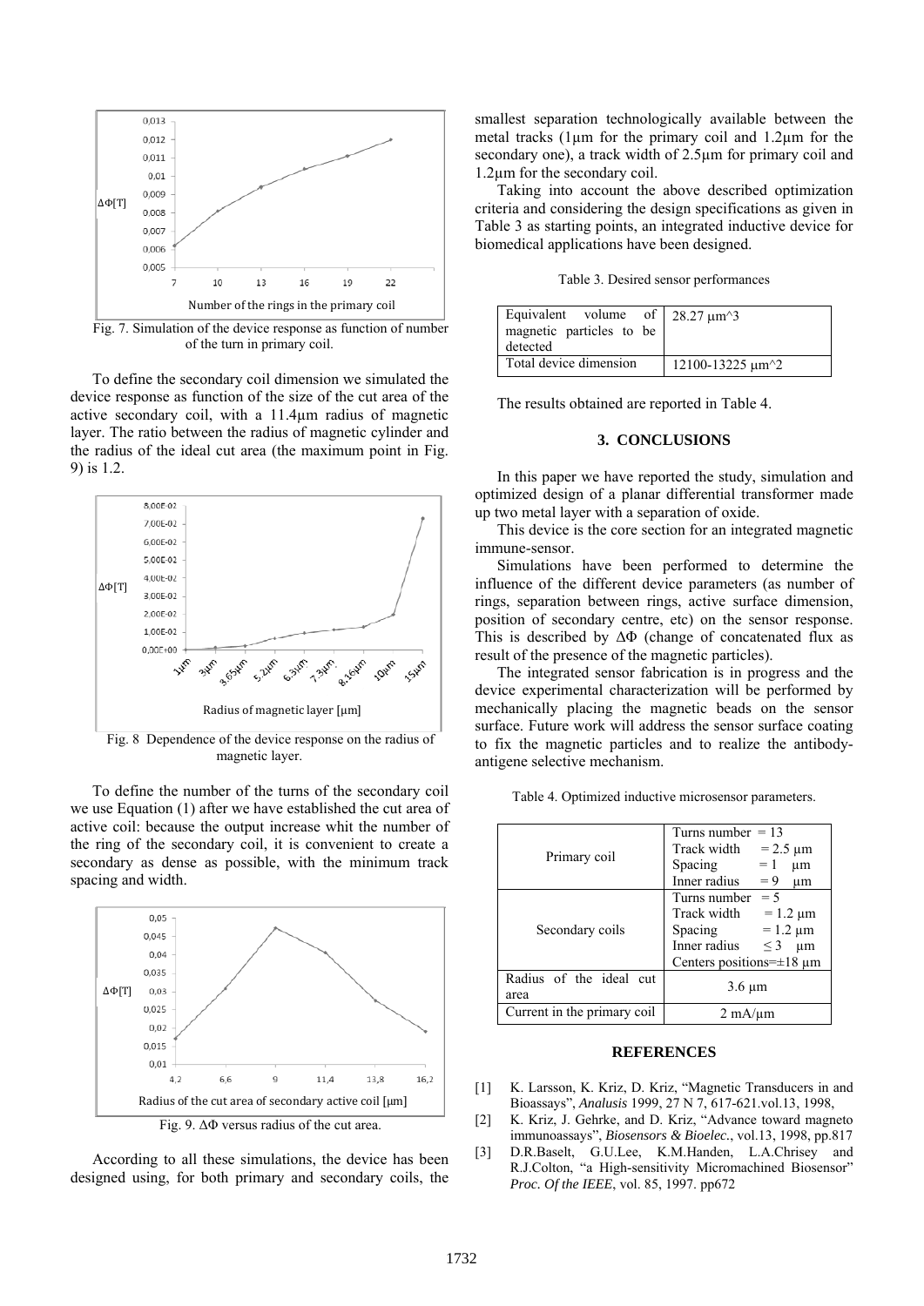0,013
0,012
0,011
0,01
0,009
ΔΦ[T]
0,008
0,007
0,006
0,005
7 10 13 16 19 22
Number of the rings in the primary coil

Fig. 7. Simulation of the device response as function of number of the turn in primary coil.

To define the secondary coil dimension we simulated the device response as function of the size of the cut area of the active secondary coil, with a 11.4μm radius of magnetic layer. The ratio between the radius of magnetic cylinder and the radius of the ideal cut area (the maximum point in Fig. 9) is 1.2.

8,00E-02
7,00E-02
6,00E-02
5,00E-02
4,00E-02
ΔΦ[T]
3,00E-02
2,00E-02
1,00E-02
0,00E+00
1μm 3μm 3,65μm 5,2μm 6,3μm 7,3μm 8,16μm 10μm 15μm
Radius of magnetic layer [μm]

Fig. 8 Dependence of the device response on the radius of magnetic layer.

To define the number of the turns of the secondary coil we use Equation (1) after we have established the cut area of active coil: because the output increase whit the number of the ring of the secondary coil, it is convenient to create a secondary as dense as possible, with the minimum track spacing and width.

0,05
0,045
0,04
0,035
ΔΦ[T]
0,03
0,025
0,02
0,015
0,01
4,2 6,6 9 11,4 13,8 16,2
Radius of the cut area of secondary active coil [μm]

Fig. 9. ΔΦ versus radius of the cut area.

According to all these simulations, the device has been designed using, for both primary and secondary coils, the smallest separation technologically available between the metal tracks (1μm for the primary coil and 1.2μm for the secondary one), a track width of 2.5μm for primary coil and 1.2μm for the secondary coil.

Taking into account the above described optimization criteria and considering the design specifications as given in Table 3 as starting points, an integrated inductive device for biomedical applications have been designed.

Table 3. Desired sensor performances

| | |
|---|---|
| Equivalent volume of magnetic particles to be detected | 28.27 μm^3 |
| Total device dimension | 12100-13225 μm^2 |

The results obtained are reported in Table 4.

## 3. CONCLUSIONS

In this paper we have reported the study, simulation and optimized design of a planar differential transformer made up two metal layer with a separation of oxide.

This device is the core section for an integrated magnetic immune-sensor.

Simulations have been performed to determine the influence of the different device parameters (as number of rings, separation between rings, active surface dimension, position of secondary centre, etc) on the sensor response. This is described by ΔΦ (change of concatenated flux as result of the presence of the magnetic particles).

The integrated sensor fabrication is in progress and the device experimental characterization will be performed by mechanically placing the magnetic beads on the sensor surface. Future work will address the sensor surface coating to fix the magnetic particles and to realize the antibody-antigene selective mechanism.

Table 4. Optimized inductive microsensor parameters.

| | |
|---|---|
| Primary coil | Turns number = 13<br>Track width = 2.5 μm<br>Spacing = 1 μm<br>Inner radius = 9 μm |
| Secondary coils | Turns number = 5<br>Track width = 1.2 μm<br>Spacing = 1.2 μm<br>Inner radius ≤ 3 μm<br>Centers positions=±18 μm |
| Radius of the ideal cut area | 3.6 μm |
| Current in the primary coil | 2 mA/μm |

## REFERENCES

[1] K. Larsson, K. Kriz, D. Kriz, "Magnetic Transducers in and Bioassays", *Analusis* 1999, 27 N 7, 617-621.vol.13, 1998,

[2] K. Kriz, J. Gehrke, and D. Kriz, "Advance toward magneto immunoassays", *Biosensors & Bioelec.*, vol.13, 1998, pp.817

[3] D.R.Baselt, G.U.Lee, K.M.Handen, L.A.Chrisey and R.J.Colton, "a High-sensitivity Micromachined Biosensor" *Proc. Of the IEEE*, vol. 85, 1997. pp672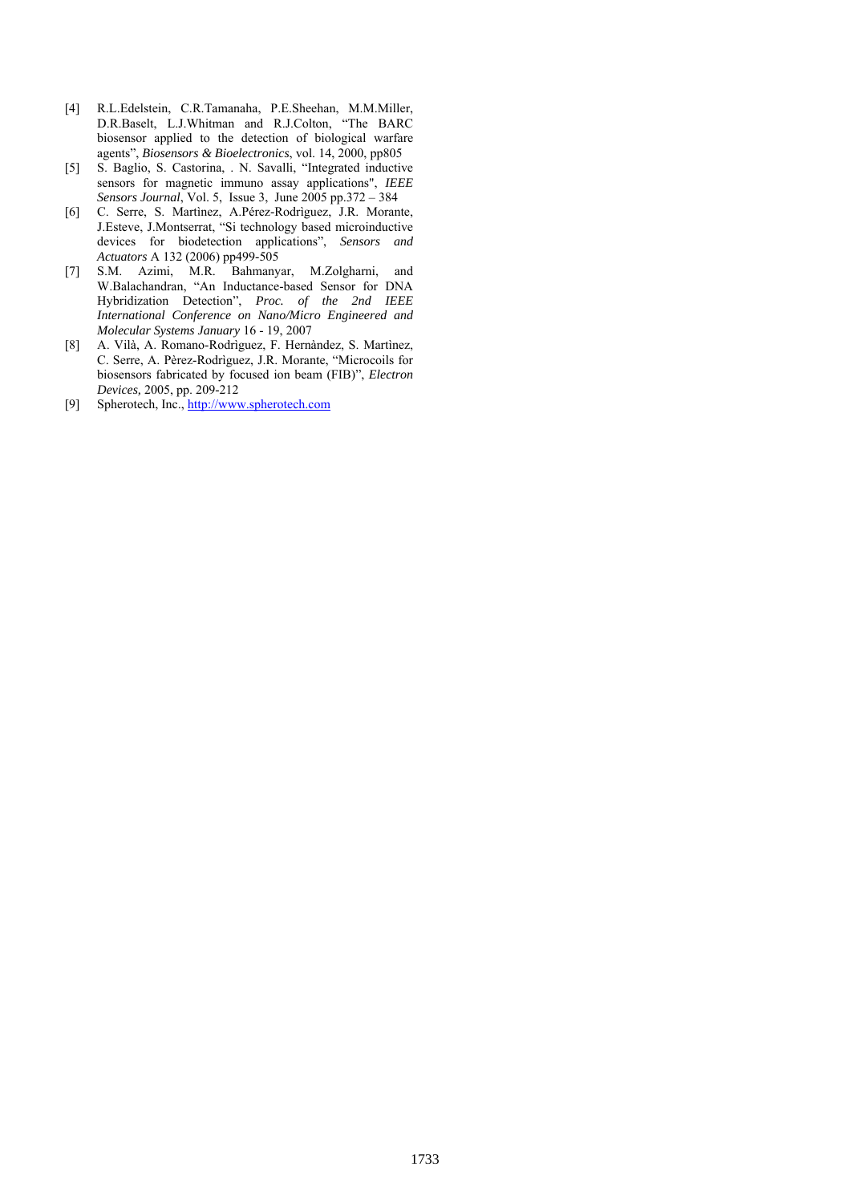[4] R.L.Edelstein, C.R.Tamanaha, P.E.Sheehan, M.M.Miller, D.R.Baselt, L.J.Whitman and R.J.Colton, "The BARC biosensor applied to the detection of biological warfare agents", *Biosensors & Bioelectronics*, vol. 14, 2000, pp805

[5] S. Baglio, S. Castorina, . N. Savalli, "Integrated inductive sensors for magnetic immuno assay applications", *IEEE Sensors Journal*, Vol. 5, Issue 3, June 2005 pp.372 – 384

[6] C. Serre, S. Martìnez, A.Pérez-Rodrìguez, J.R. Morante, J.Esteve, J.Montserrat, "Si technology based microinductive devices for biodetection applications", *Sensors and Actuators* A 132 (2006) pp499-505

[7] S.M. Azimi, M.R. Bahmanyar, M.Zolgharni, and W.Balachandran, "An Inductance-based Sensor for DNA Hybridization Detection", *Proc. of the 2nd IEEE International Conference on Nano/Micro Engineered and Molecular Systems January* 16 - 19, 2007

[8] A. Vilà, A. Romano-Rodrìguez, F. Hernàndez, S. Martìnez, C. Serre, A. Pèrez-Rodrìguez, J.R. Morante, "Microcoils for biosensors fabricated by focused ion beam (FIB)", *Electron Devices,* 2005, pp. 209-212

[9] Spherotech, Inc., http://www.spherotech.com